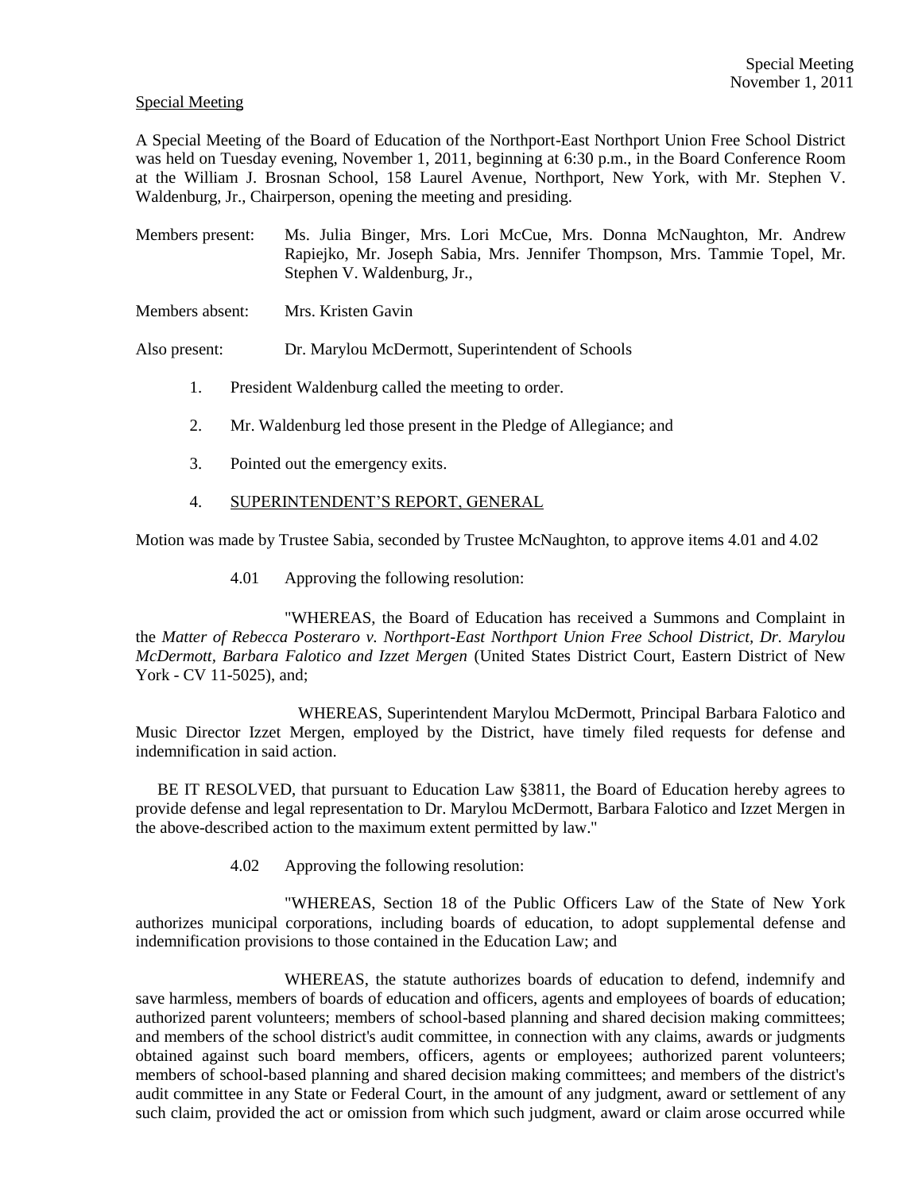Special Meeting

A Special Meeting of the Board of Education of the Northport-East Northport Union Free School District was held on Tuesday evening, November 1, 2011, beginning at 6:30 p.m., in the Board Conference Room at the William J. Brosnan School, 158 Laurel Avenue, Northport, New York, with Mr. Stephen V. Waldenburg, Jr., Chairperson, opening the meeting and presiding.

Members present: Ms. Julia Binger, Mrs. Lori McCue, Mrs. Donna McNaughton, Mr. Andrew Rapiejko, Mr. Joseph Sabia, Mrs. Jennifer Thompson, Mrs. Tammie Topel, Mr. Stephen V. Waldenburg, Jr.,

Members absent: Mrs. Kristen Gavin

Also present: Dr. Marylou McDermott, Superintendent of Schools

1. President Waldenburg called the meeting to order.

2. Mr. Waldenburg led those present in the Pledge of Allegiance; and

3. Pointed out the emergency exits.

4. SUPERINTENDENT'S REPORT, GENERAL

Motion was made by Trustee Sabia, seconded by Trustee McNaughton, to approve items 4.01 and 4.02

4.01 Approving the following resolution:

"WHEREAS, the Board of Education has received a Summons and Complaint in the *Matter of Rebecca Posteraro v. Northport-East Northport Union Free School District, Dr. Marylou McDermott, Barbara Falotico and Izzet Mergen* (United States District Court, Eastern District of New York - CV 11-5025), and;

WHEREAS, Superintendent Marylou McDermott, Principal Barbara Falotico and Music Director Izzet Mergen, employed by the District, have timely filed requests for defense and indemnification in said action.

BE IT RESOLVED, that pursuant to Education Law §3811, the Board of Education hereby agrees to provide defense and legal representation to Dr. Marylou McDermott, Barbara Falotico and Izzet Mergen in the above-described action to the maximum extent permitted by law."

4.02 Approving the following resolution:

"WHEREAS, Section 18 of the Public Officers Law of the State of New York authorizes municipal corporations, including boards of education, to adopt supplemental defense and indemnification provisions to those contained in the Education Law; and

WHEREAS, the statute authorizes boards of education to defend, indemnify and save harmless, members of boards of education and officers, agents and employees of boards of education; authorized parent volunteers; members of school-based planning and shared decision making committees; and members of the school district's audit committee, in connection with any claims, awards or judgments obtained against such board members, officers, agents or employees; authorized parent volunteers; members of school-based planning and shared decision making committees; and members of the district's audit committee in any State or Federal Court, in the amount of any judgment, award or settlement of any such claim, provided the act or omission from which such judgment, award or claim arose occurred while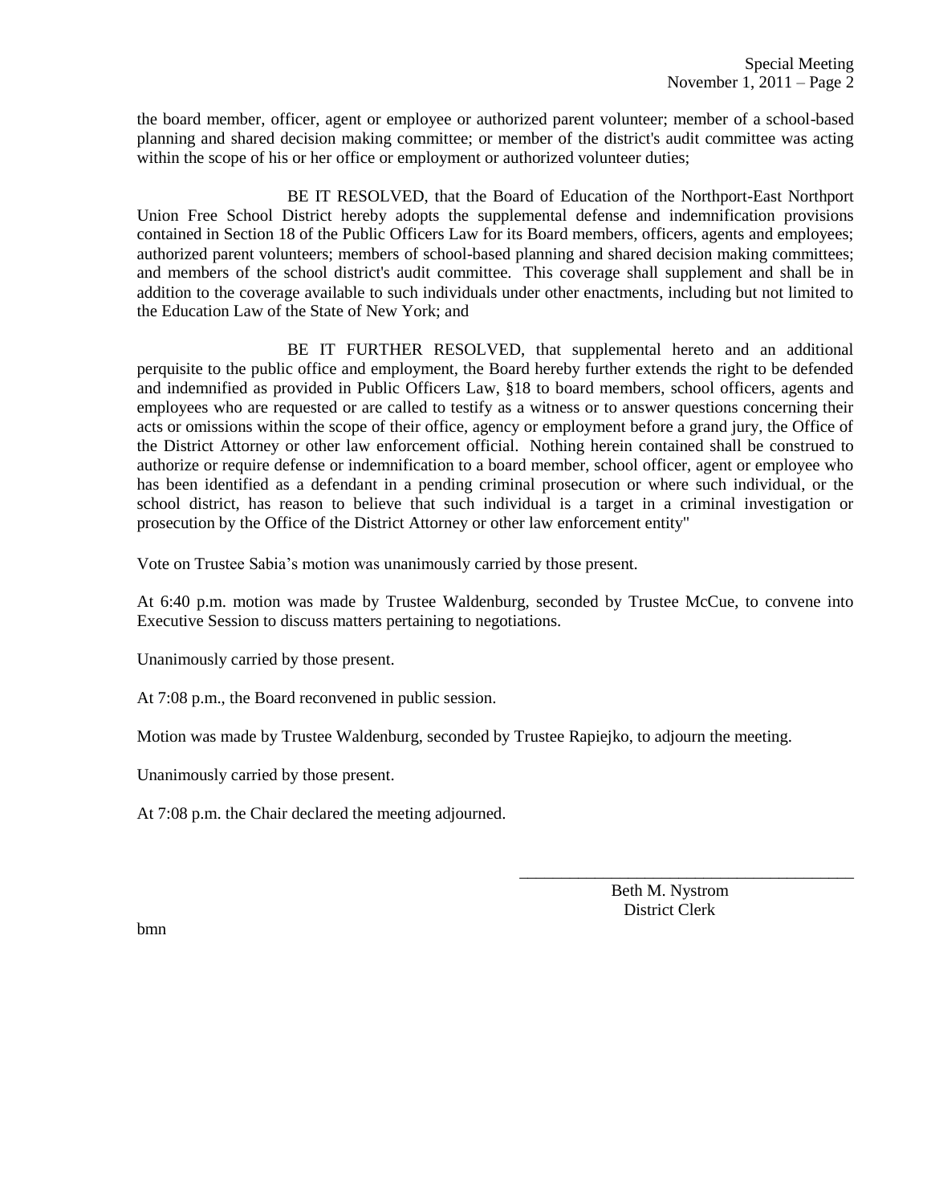the board member, officer, agent or employee or authorized parent volunteer; member of a school-based planning and shared decision making committee; or member of the district's audit committee was acting within the scope of his or her office or employment or authorized volunteer duties;

BE IT RESOLVED, that the Board of Education of the Northport-East Northport Union Free School District hereby adopts the supplemental defense and indemnification provisions contained in Section 18 of the Public Officers Law for its Board members, officers, agents and employees; authorized parent volunteers; members of school-based planning and shared decision making committees; and members of the school district's audit committee. This coverage shall supplement and shall be in addition to the coverage available to such individuals under other enactments, including but not limited to the Education Law of the State of New York; and

BE IT FURTHER RESOLVED, that supplemental hereto and an additional perquisite to the public office and employment, the Board hereby further extends the right to be defended and indemnified as provided in Public Officers Law, §18 to board members, school officers, agents and employees who are requested or are called to testify as a witness or to answer questions concerning their acts or omissions within the scope of their office, agency or employment before a grand jury, the Office of the District Attorney or other law enforcement official. Nothing herein contained shall be construed to authorize or require defense or indemnification to a board member, school officer, agent or employee who has been identified as a defendant in a pending criminal prosecution or where such individual, or the school district, has reason to believe that such individual is a target in a criminal investigation or prosecution by the Office of the District Attorney or other law enforcement entity"

Vote on Trustee Sabia's motion was unanimously carried by those present.

At 6:40 p.m. motion was made by Trustee Waldenburg, seconded by Trustee McCue, to convene into Executive Session to discuss matters pertaining to negotiations.

Unanimously carried by those present.

At 7:08 p.m., the Board reconvened in public session.

Motion was made by Trustee Waldenburg, seconded by Trustee Rapiejko, to adjourn the meeting.

Unanimously carried by those present.

At 7:08 p.m. the Chair declared the meeting adjourned.

\_\_\_\_\_\_\_\_\_\_\_\_\_\_\_\_\_\_\_\_\_\_\_\_\_\_\_\_\_\_\_\_\_\_\_\_\_\_\_\_

Beth M. Nystrom
District Clerk

bmn